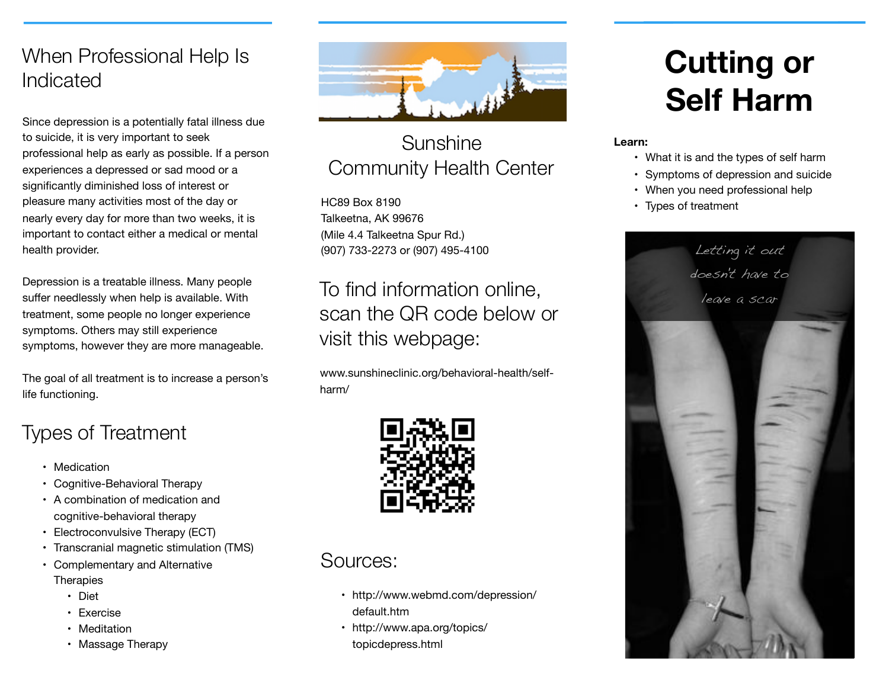## When Professional Help Is Indicated

Since depression is a potentially fatal illness due to suicide, it is very important to seek professional help as early as possible. If a person experiences a depressed or sad mood or a significantly diminished loss of interest or pleasure many activities most of the day or nearly every day for more than two weeks, it is important to contact either a medical or mental health provider.

Depression is a treatable illness. Many people suffer needlessly when help is available. With treatment, some people no longer experience symptoms. Others may still experience symptoms, however they are more manageable.

The goal of all treatment is to increase a person's life functioning.

## Types of Treatment

- Medication
- Cognitive-Behavioral Therapy
- A combination of medication and cognitive-behavioral therapy
- Electroconvulsive Therapy (ECT)
- Transcranial magnetic stimulation (TMS)
- Complementary and Alternative Therapies
  - Diet
  - Exercise
  - Meditation
  - Massage Therapy

## Sunshine Community Health Center

HC89 Box 8190
Talkeetna, AK 99676
(Mile 4.4 Talkeetna Spur Rd.)
(907) 733-2273 or (907) 495-4100

## To find information online, scan the QR code below or visit this webpage:

www.sunshineclinic.org/behavioral-health/self-harm/

## Sources:

- http://www.webmd.com/depression/default.htm
- http://www.apa.org/topics/topicdepress.html

# Cutting or Self Harm

**Learn:**

- What it is and the types of self harm
- Symptoms of depression and suicide
- When you need professional help
- Types of treatment

*Letting it out doesn't have to leave a scar*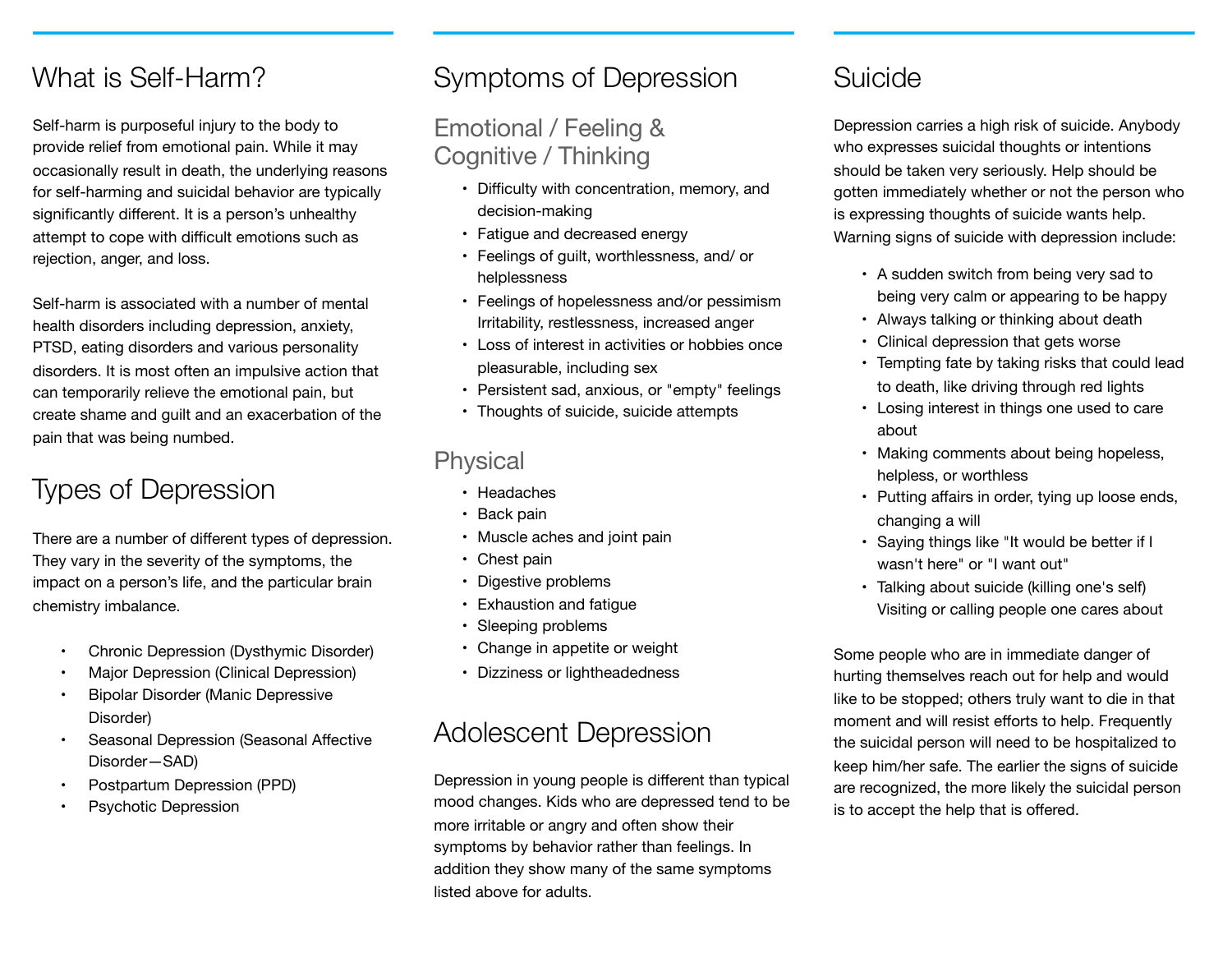## What is Self-Harm?

Self-harm is purposeful injury to the body to provide relief from emotional pain. While it may occasionally result in death, the underlying reasons for self-harming and suicidal behavior are typically significantly different. It is a person's unhealthy attempt to cope with difficult emotions such as rejection, anger, and loss.

Self-harm is associated with a number of mental health disorders including depression, anxiety, PTSD, eating disorders and various personality disorders. It is most often an impulsive action that can temporarily relieve the emotional pain, but create shame and guilt and an exacerbation of the pain that was being numbed.

## Types of Depression

There are a number of different types of depression. They vary in the severity of the symptoms, the impact on a person's life, and the particular brain chemistry imbalance.

- Chronic Depression (Dysthymic Disorder)
- Major Depression (Clinical Depression)
- Bipolar Disorder (Manic Depressive Disorder)
- Seasonal Depression (Seasonal Affective Disorder—SAD)
- Postpartum Depression (PPD)
- Psychotic Depression

## Symptoms of Depression

### Emotional / Feeling & Cognitive / Thinking

- Difficulty with concentration, memory, and decision-making
- Fatigue and decreased energy
- Feelings of guilt, worthlessness, and/ or helplessness
- Feelings of hopelessness and/or pessimism Irritability, restlessness, increased anger
- Loss of interest in activities or hobbies once pleasurable, including sex
- Persistent sad, anxious, or "empty" feelings
- Thoughts of suicide, suicide attempts

### Physical

- Headaches
- Back pain
- Muscle aches and joint pain
- Chest pain
- Digestive problems
- Exhaustion and fatigue
- Sleeping problems
- Change in appetite or weight
- Dizziness or lightheadedness

## Adolescent Depression

Depression in young people is different than typical mood changes. Kids who are depressed tend to be more irritable or angry and often show their symptoms by behavior rather than feelings. In addition they show many of the same symptoms listed above for adults.

## Suicide

Depression carries a high risk of suicide. Anybody who expresses suicidal thoughts or intentions should be taken very seriously. Help should be gotten immediately whether or not the person who is expressing thoughts of suicide wants help. Warning signs of suicide with depression include:

- A sudden switch from being very sad to being very calm or appearing to be happy
- Always talking or thinking about death
- Clinical depression that gets worse
- Tempting fate by taking risks that could lead to death, like driving through red lights
- Losing interest in things one used to care about
- Making comments about being hopeless, helpless, or worthless
- Putting affairs in order, tying up loose ends, changing a will
- Saying things like "It would be better if I wasn't here" or "I want out"
- Talking about suicide (killing one's self) Visiting or calling people one cares about

Some people who are in immediate danger of hurting themselves reach out for help and would like to be stopped; others truly want to die in that moment and will resist efforts to help. Frequently the suicidal person will need to be hospitalized to keep him/her safe. The earlier the signs of suicide are recognized, the more likely the suicidal person is to accept the help that is offered.